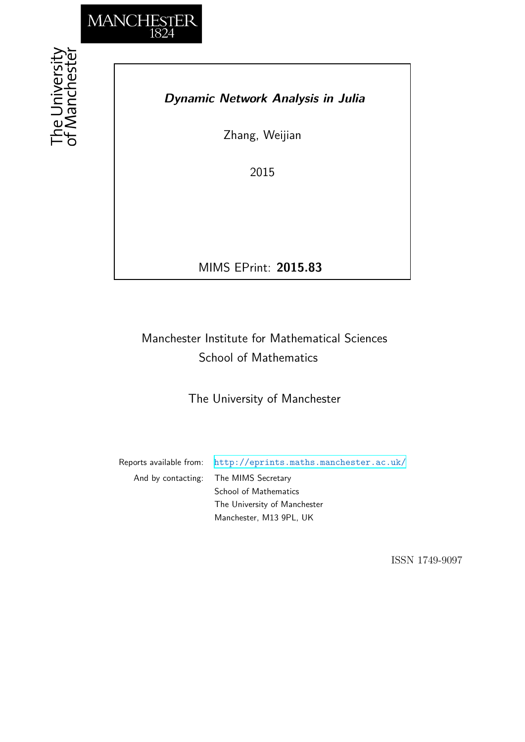MANCHESTER
1824

The University of Manchester

# *Dynamic Network Analysis in Julia*

Zhang, Weijian

2015

MIMS EPrint: **2015.83**

Manchester Institute for Mathematical Sciences
School of Mathematics

The University of Manchester

Reports available from: http://eprints.maths.manchester.ac.uk/
And by contacting: The MIMS Secretary
School of Mathematics
The University of Manchester
Manchester, M13 9PL, UK

ISSN 1749-9097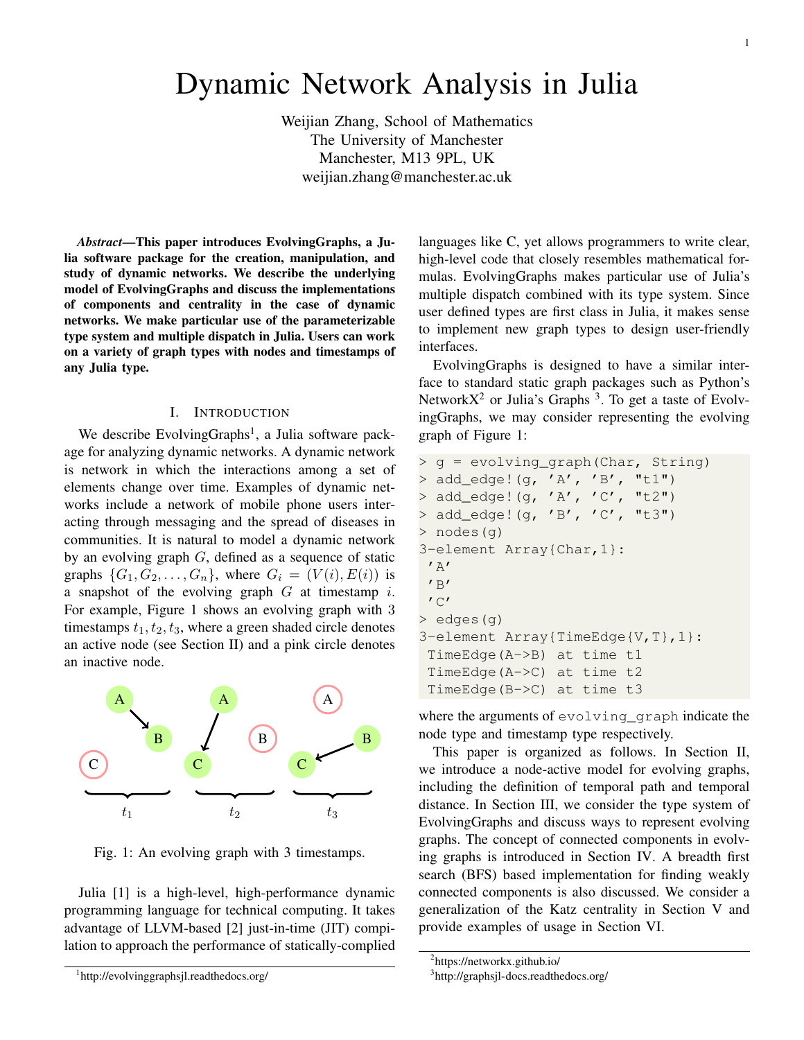# Dynamic Network Analysis in Julia

Weijian Zhang, School of Mathematics
The University of Manchester
Manchester, M13 9PL, UK
weijian.zhang@manchester.ac.uk

***Abstract*—This paper introduces EvolvingGraphs, a Julia software package for the creation, manipulation, and study of dynamic networks. We describe the underlying model of EvolvingGraphs and discuss the implementations of components and centrality in the case of dynamic networks. We make particular use of the parameterizable type system and multiple dispatch in Julia. Users can work on a variety of graph types with nodes and timestamps of any Julia type.**

## I. Introduction

We describe EvolvingGraphs[1], a Julia software package for analyzing dynamic networks. A dynamic network is network in which the interactions among a set of elements change over time. Examples of dynamic networks include a network of mobile phone users interacting through messaging and the spread of diseases in communities. It is natural to model a dynamic network by an evolving graph $G$, defined as a sequence of static graphs $\{G_1, G_2, \ldots, G_n\}$, where $G_i = (V(i), E(i))$ is a snapshot of the evolving graph $G$ at timestamp $i$. For example, Figure 1 shows an evolving graph with 3 timestamps $t_1, t_2, t_3$, where a green shaded circle denotes an active node (see Section II) and a pink circle denotes an inactive node.

Fig. 1: An evolving graph with 3 timestamps.

Julia [1] is a high-level, high-performance dynamic programming language for technical computing. It takes advantage of LLVM-based [2] just-in-time (JIT) compilation to approach the performance of statically-complied languages like C, yet allows programmers to write clear, high-level code that closely resembles mathematical formulas. EvolvingGraphs makes particular use of Julia's multiple dispatch combined with its type system. Since user defined types are first class in Julia, it makes sense to implement new graph types to design user-friendly interfaces.

EvolvingGraphs is designed to have a similar interface to standard static graph packages such as Python's NetworkX[2] or Julia's Graphs [3]. To get a taste of EvolvingGraphs, we may consider representing the evolving graph of Figure 1:

```
> g = evolving_graph(Char, String)
> add_edge!(g, 'A', 'B', "t1")
> add_edge!(g, 'A', 'C', "t2")
> add_edge!(g, 'B', 'C', "t3")
> nodes(g)
3-element Array{Char,1}:
 'A'
 'B'
 'C'
> edges(g)
3-element Array{TimeEdge{V,T},1}:
 TimeEdge(A->B) at time t1
 TimeEdge(A->C) at time t2
 TimeEdge(B->C) at time t3
```

where the arguments of `evolving_graph` indicate the node type and timestamp type respectively.

This paper is organized as follows. In Section II, we introduce a node-active model for evolving graphs, including the definition of temporal path and temporal distance. In Section III, we consider the type system of EvolvingGraphs and discuss ways to represent evolving graphs. The concept of connected components in evolving graphs is introduced in Section IV. A breadth first search (BFS) based implementation for finding weakly connected components is also discussed. We consider a generalization of the Katz centrality in Section V and provide examples of usage in Section VI.

[1] http://evolvinggraphsjl.readthedocs.org/

[2] https://networkx.github.io/

[3] http://graphsjl-docs.readthedocs.org/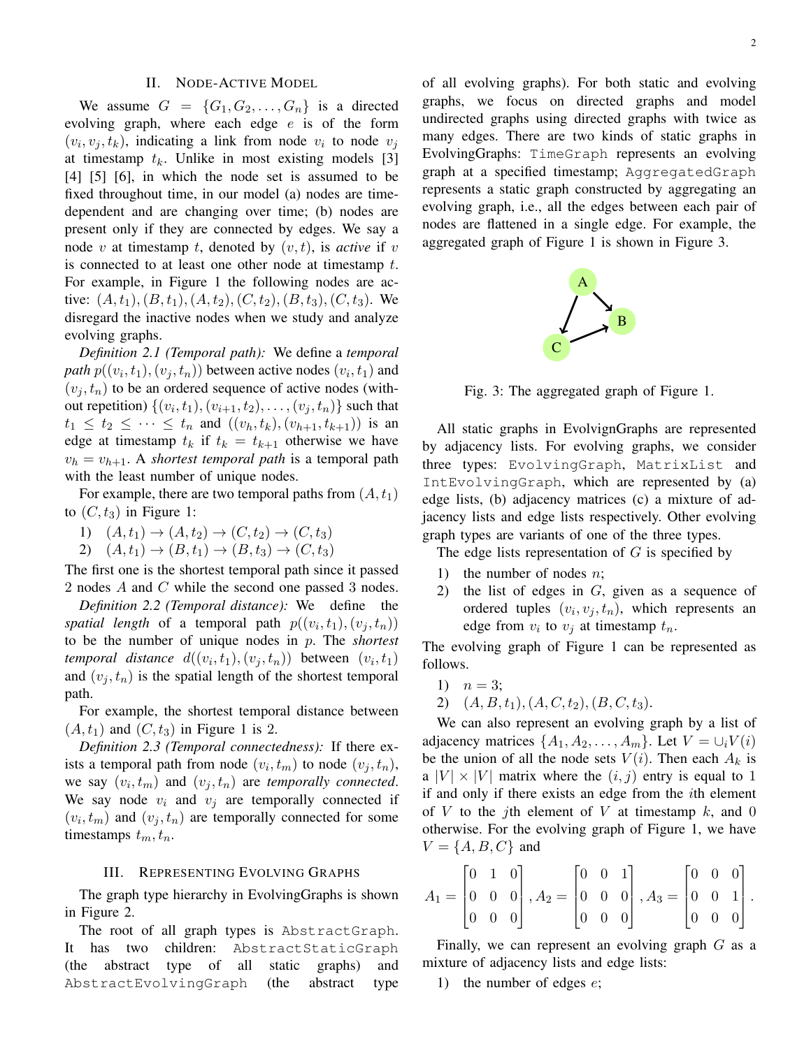## II. Node-Active Model

We assume $G = \{G_1, G_2, \dots, G_n\}$ is a directed evolving graph, where each edge $e$ is of the form $(v_i, v_j, t_k)$, indicating a link from node $v_i$ to node $v_j$ at timestamp $t_k$. Unlike in most existing models [3] [4] [5] [6], in which the node set is assumed to be fixed throughout time, in our model (a) nodes are time-dependent and are changing over time; (b) nodes are present only if they are connected by edges. We say a node $v$ at timestamp $t$, denoted by $(v, t)$, is *active* if $v$ is connected to at least one other node at timestamp $t$. For example, in Figure 1 the following nodes are active: $(A, t_1), (B, t_1), (A, t_2), (C, t_2), (B, t_3), (C, t_3)$. We disregard the inactive nodes when we study and analyze evolving graphs.

*Definition 2.1 (Temporal path):* We define a *temporal path* $p((v_i, t_1), (v_j, t_n))$ between active nodes $(v_i, t_1)$ and $(v_j, t_n)$ to be an ordered sequence of active nodes (without repetition) $\{(v_i, t_1), (v_{i+1}, t_2), \dots, (v_j, t_n)\}$ such that $t_1 \leq t_2 \leq \cdots \leq t_n$ and $((v_h, t_k), (v_{h+1}, t_{k+1}))$ is an edge at timestamp $t_k$ if $t_k = t_{k+1}$ otherwise we have $v_h = v_{h+1}$. A *shortest temporal path* is a temporal path with the least number of unique nodes.

For example, there are two temporal paths from $(A, t_1)$ to $(C, t_3)$ in Figure 1:

1) $(A, t_1) \to (A, t_2) \to (C, t_2) \to (C, t_3)$
2) $(A, t_1) \to (B, t_1) \to (B, t_3) \to (C, t_3)$

The first one is the shortest temporal path since it passed 2 nodes $A$ and $C$ while the second one passed 3 nodes.

*Definition 2.2 (Temporal distance):* We define the *spatial length* of a temporal path $p((v_i, t_1), (v_j, t_n))$ to be the number of unique nodes in $p$. The *shortest temporal distance* $d((v_i, t_1), (v_j, t_n))$ between $(v_i, t_1)$ and $(v_j, t_n)$ is the spatial length of the shortest temporal path.

For example, the shortest temporal distance between $(A, t_1)$ and $(C, t_3)$ in Figure 1 is 2.

*Definition 2.3 (Temporal connectedness):* If there exists a temporal path from node $(v_i, t_m)$ to node $(v_j, t_n)$, we say $(v_i, t_m)$ and $(v_j, t_n)$ are *temporally connected*. We say node $v_i$ and $v_j$ are temporally connected if $(v_i, t_m)$ and $(v_j, t_n)$ are temporally connected for some timestamps $t_m, t_n$.

## III. Representing Evolving Graphs

The graph type hierarchy in EvolvingGraphs is shown in Figure 2.

The root of all graph types is `AbstractGraph`. It has two children: `AbstractStaticGraph` (the abstract type of all static graphs) and `AbstractEvolvingGraph` (the abstract type of all evolving graphs). For both static and evolving graphs, we focus on directed graphs and model undirected graphs using directed graphs with twice as many edges. There are two kinds of static graphs in EvolvingGraphs: `TimeGraph` represents an evolving graph at a specified timestamp; `AggregatedGraph` represents a static graph constructed by aggregating an evolving graph, i.e., all the edges between each pair of nodes are flattened in a single edge. For example, the aggregated graph of Figure 1 is shown in Figure 3.

Fig. 3: The aggregated graph of Figure 1.

All static graphs in EvolvignGraphs are represented by adjacency lists. For evolving graphs, we consider three types: `EvolvingGraph`, `MatrixList` and `IntEvolvingGraph`, which are represented by (a) edge lists, (b) adjacency matrices (c) a mixture of adjacency lists and edge lists respectively. Other evolving graph types are variants of one of the three types.

The edge lists representation of $G$ is specified by

1) the number of nodes $n$;
2) the list of edges in $G$, given as a sequence of ordered tuples $(v_i, v_j, t_n)$, which represents an edge from $v_i$ to $v_j$ at timestamp $t_n$.

The evolving graph of Figure 1 can be represented as follows.

1) $n = 3$;
2) $(A, B, t_1), (A, C, t_2), (B, C, t_3)$.

We can also represent an evolving graph by a list of adjacency matrices $\{A_1, A_2, \dots, A_m\}$. Let $V = \cup_i V(i)$ be the union of all the node sets $V(i)$. Then each $A_k$ is a $|V| \times |V|$ matrix where the $(i, j)$ entry is equal to 1 if and only if there exists an edge from the $i$th element of $V$ to the $j$th element of $V$ at timestamp $k$, and 0 otherwise. For the evolving graph of Figure 1, we have $V = \{A, B, C\}$ and

$$A_1 = \begin{bmatrix} 0 & 1 & 0 \\ 0 & 0 & 0 \\ 0 & 0 & 0 \end{bmatrix}, A_2 = \begin{bmatrix} 0 & 0 & 1 \\ 0 & 0 & 0 \\ 0 & 0 & 0 \end{bmatrix}, A_3 = \begin{bmatrix} 0 & 0 & 0 \\ 0 & 0 & 1 \\ 0 & 0 & 0 \end{bmatrix}.$$

Finally, we can represent an evolving graph $G$ as a mixture of adjacency lists and edge lists:

1) the number of edges $e$;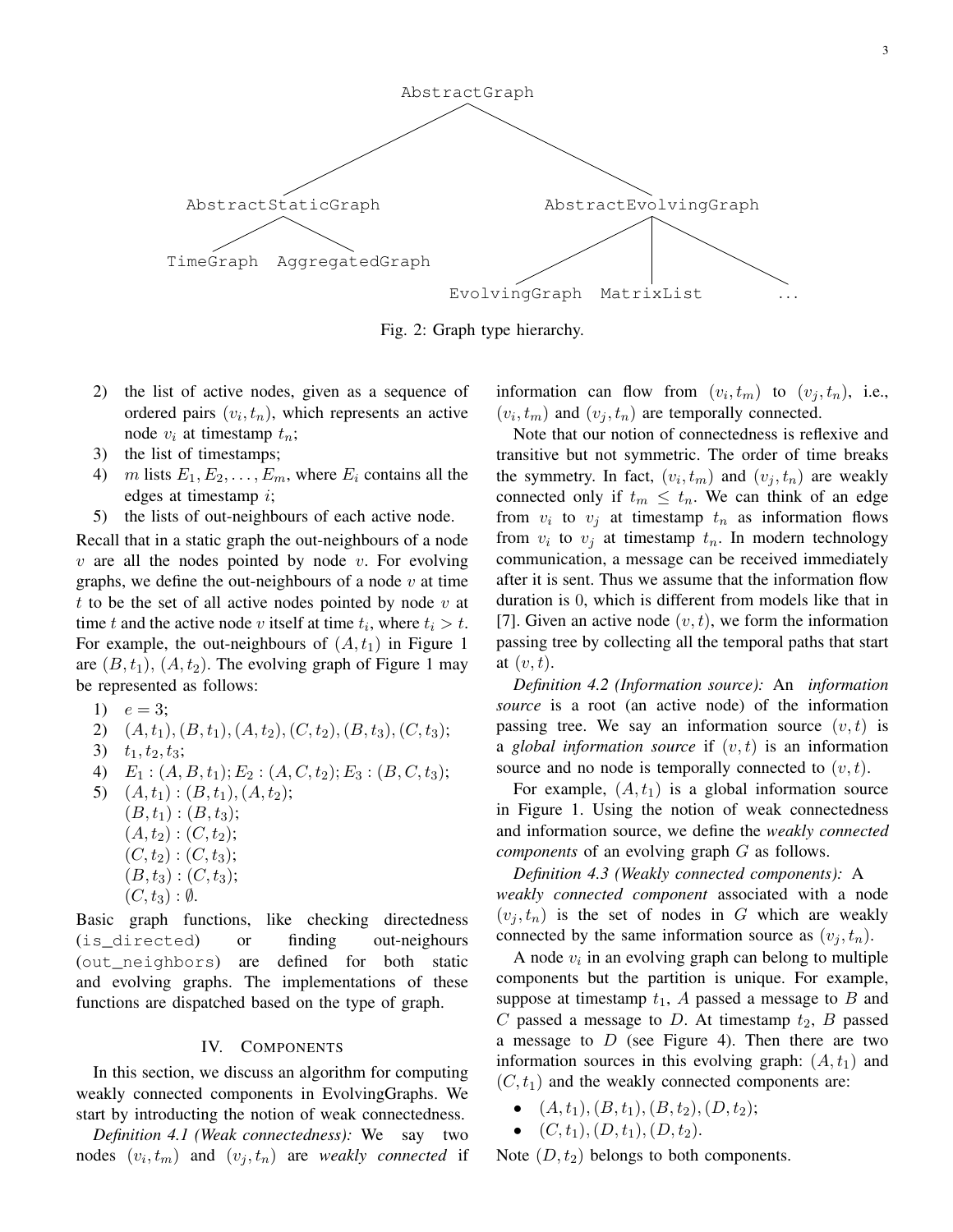```
                         AbstractGraph
                /                           \
   AbstractStaticGraph              AbstractEvolvingGraph
      /            \                  /        |        \
TimeGraph   AggregatedGraph   EvolvingGraph  MatrixList  ...
```

Fig. 2: Graph type hierarchy.

2) the list of active nodes, given as a sequence of ordered pairs $(v_i, t_n)$, which represents an active node $v_i$ at timestamp $t_n$;
3) the list of timestamps;
4) $m$ lists $E_1, E_2, \ldots, E_m$, where $E_i$ contains all the edges at timestamp $i$;
5) the lists of out-neighbours of each active node.

Recall that in a static graph the out-neighbours of a node $v$ are all the nodes pointed by node $v$. For evolving graphs, we define the out-neighbours of a node $v$ at time $t$ to be the set of all active nodes pointed by node $v$ at time $t$ and the active node $v$ itself at time $t_i$, where $t_i > t$. For example, the out-neighbours of $(A, t_1)$ in Figure 1 are $(B, t_1)$, $(A, t_2)$. The evolving graph of Figure 1 may be represented as follows:

1) $e = 3$;
2) $(A, t_1), (B, t_1), (A, t_2), (C, t_2), (B, t_3), (C, t_3)$;
3) $t_1, t_2, t_3$;
4) $E_1 : (A, B, t_1); E_2 : (A, C, t_2); E_3 : (B, C, t_3)$;
5) $(A, t_1) : (B, t_1), (A, t_2)$;
   $(B, t_1) : (B, t_3)$;
   $(A, t_2) : (C, t_2)$;
   $(C, t_2) : (C, t_3)$;
   $(B, t_3) : (C, t_3)$;
   $(C, t_3) : \emptyset$.

Basic graph functions, like checking directedness (`is_directed`) or finding out-neighours (`out_neighbors`) are defined for both static and evolving graphs. The implementations of these functions are dispatched based on the type of graph.

## IV. Components

In this section, we discuss an algorithm for computing weakly connected components in EvolvingGraphs. We start by introducting the notion of weak connectedness.

*Definition 4.1 (Weak connectedness):* We say two nodes $(v_i, t_m)$ and $(v_j, t_n)$ are *weakly connected* if information can flow from $(v_i, t_m)$ to $(v_j, t_n)$, i.e., $(v_i, t_m)$ and $(v_j, t_n)$ are temporally connected.

Note that our notion of connectedness is reflexive and transitive but not symmetric. The order of time breaks the symmetry. In fact, $(v_i, t_m)$ and $(v_j, t_n)$ are weakly connected only if $t_m \leq t_n$. We can think of an edge from $v_i$ to $v_j$ at timestamp $t_n$ as information flows from $v_i$ to $v_j$ at timestamp $t_n$. In modern technology communication, a message can be received immediately after it is sent. Thus we assume that the information flow duration is 0, which is different from models like that in [7]. Given an active node $(v, t)$, we form the information passing tree by collecting all the temporal paths that start at $(v, t)$.

*Definition 4.2 (Information source):* An *information source* is a root (an active node) of the information passing tree. We say an information source $(v, t)$ is a *global information source* if $(v, t)$ is an information source and no node is temporally connected to $(v, t)$.

For example, $(A, t_1)$ is a global information source in Figure 1. Using the notion of weak connectedness and information source, we define the *weakly connected components* of an evolving graph $G$ as follows.

*Definition 4.3 (Weakly connected components):* A *weakly connected component* associated with a node $(v_j, t_n)$ is the set of nodes in $G$ which are weakly connected by the same information source as $(v_j, t_n)$.

A node $v_i$ in an evolving graph can belong to multiple components but the partition is unique. For example, suppose at timestamp $t_1$, $A$ passed a message to $B$ and $C$ passed a message to $D$. At timestamp $t_2$, $B$ passed a message to $D$ (see Figure 4). Then there are two information sources in this evolving graph: $(A, t_1)$ and $(C, t_1)$ and the weakly connected components are:

- $(A, t_1), (B, t_1), (B, t_2), (D, t_2)$;
- $(C, t_1), (D, t_1), (D, t_2)$.

Note $(D, t_2)$ belongs to both components.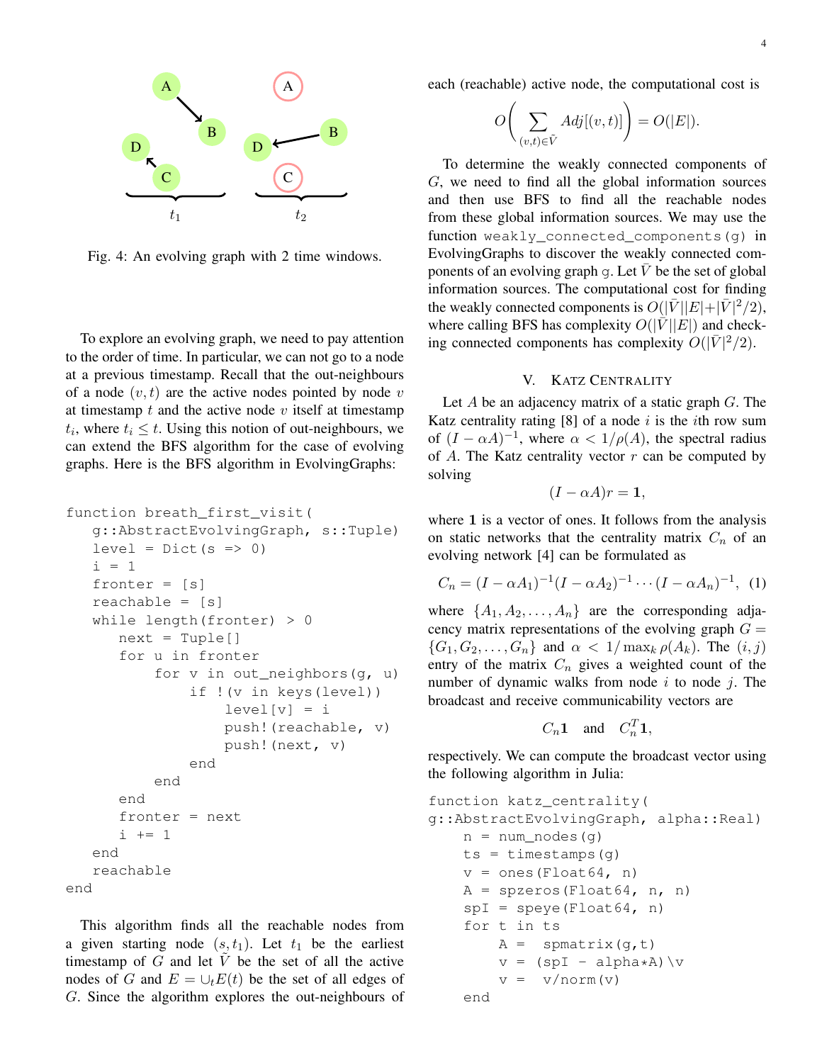Fig. 4: An evolving graph with 2 time windows.

To explore an evolving graph, we need to pay attention to the order of time. In particular, we can not go to a node at a previous timestamp. Recall that the out-neighbours of a node $(v, t)$ are the active nodes pointed by node $v$ at timestamp $t$ and the active node $v$ itself at timestamp $t_i$, where $t_i \leq t$. Using this notion of out-neighbours, we can extend the BFS algorithm for the case of evolving graphs. Here is the BFS algorithm in EvolvingGraphs:

```
function breath_first_visit(
   g::AbstractEvolvingGraph, s::Tuple)
   level = Dict(s => 0)
   i = 1
   fronter = [s]
   reachable = [s]
   while length(fronter) > 0
      next = Tuple[]
      for u in fronter
          for v in out_neighbors(g, u)
              if !(v in keys(level))
                  level[v] = i
                  push!(reachable, v)
                  push!(next, v)
              end
          end
      end
      fronter = next
      i += 1
   end
   reachable
end
```

This algorithm finds all the reachable nodes from a given starting node $(s, t_1)$. Let $t_1$ be the earliest timestamp of $G$ and let $\bar{V}$ be the set of all the active nodes of $G$ and $E = \cup_t E(t)$ be the set of all edges of $G$. Since the algorithm explores the out-neighbours of each (reachable) active node, the computational cost is

$$O\left(\sum_{(v,t)\in\bar{V}} Adj[(v,t)]\right) = O(|E|).$$

To determine the weakly connected components of $G$, we need to find all the global information sources and then use BFS to find all the reachable nodes from these global information sources. We may use the function `weakly_connected_components(g)` in EvolvingGraphs to discover the weakly connected components of an evolving graph `g`. Let $\bar{V}$ be the set of global information sources. The computational cost for finding the weakly connected components is $O(|\bar{V}||E| + |\bar{V}|^2/2)$, where calling BFS has complexity $O(|\bar{V}||E|)$ and checking connected components has complexity $O(|\bar{V}|^2/2)$.

## V. Katz Centrality

Let $A$ be an adjacency matrix of a static graph $G$. The Katz centrality rating [8] of a node $i$ is the $i$th row sum of $(I - \alpha A)^{-1}$, where $\alpha < 1/\rho(A)$, the spectral radius of $A$. The Katz centrality vector $r$ can be computed by solving

$$(I - \alpha A)r = \mathbf{1},$$

where $\mathbf{1}$ is a vector of ones. It follows from the analysis on static networks that the centrality matrix $C_n$ of an evolving network [4] can be formulated as

$$C_n = (I - \alpha A_1)^{-1}(I - \alpha A_2)^{-1} \cdots (I - \alpha A_n)^{-1}, \quad (1)$$

where $\{A_1, A_2, \ldots, A_n\}$ are the corresponding adjacency matrix representations of the evolving graph $G = \{G_1, G_2, \ldots, G_n\}$ and $\alpha < 1/\max_k \rho(A_k)$. The $(i, j)$ entry of the matrix $C_n$ gives a weighted count of the number of dynamic walks from node $i$ to node $j$. The broadcast and receive communicability vectors are

$$C_n\mathbf{1} \quad \text{and} \quad C_n^T\mathbf{1},$$

respectively. We can compute the broadcast vector using the following algorithm in Julia:

```
function katz_centrality(
g::AbstractEvolvingGraph, alpha::Real)
    n = num_nodes(g)
    ts = timestamps(g)
    v = ones(Float64, n)
    A = spzeros(Float64, n, n)
    spI = speye(Float64, n)
    for t in ts
        A =  spmatrix(g,t)
        v = (spI - alpha*A)\v
        v =  v/norm(v)
    end
```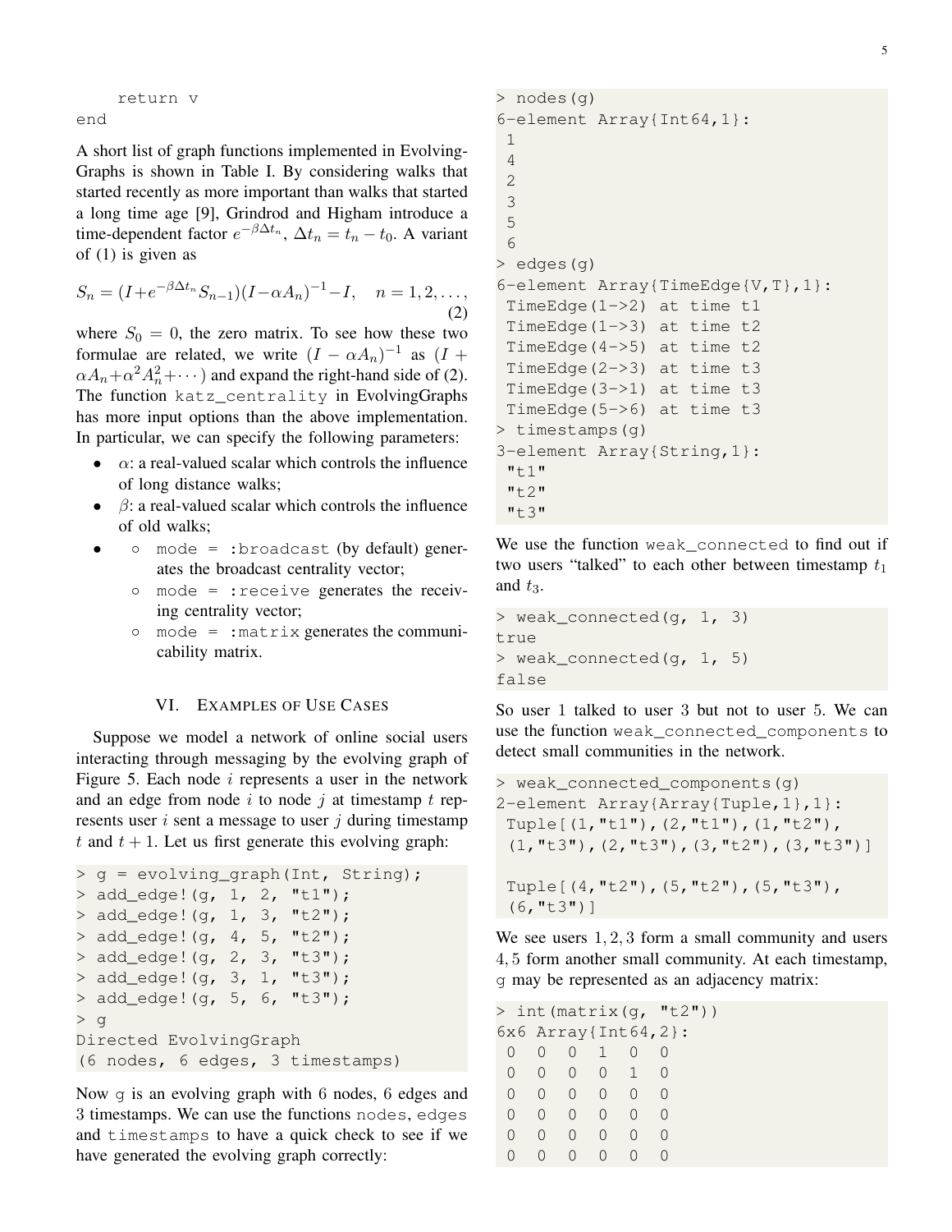```
    return v
end
```

A short list of graph functions implemented in EvolvingGraphs is shown in Table I. By considering walks that started recently as more important than walks that started a long time age [9], Grindrod and Higham introduce a time-dependent factor $e^{-\beta \Delta t_n}$, $\Delta t_n = t_n - t_0$. A variant of (1) is given as

$$S_n = (I + e^{-\beta \Delta t_n} S_{n-1})(I - \alpha A_n)^{-1} - I, \quad n = 1, 2, \dots, \tag{2}$$

where $S_0 = 0$, the zero matrix. To see how these two formulae are related, we write $(I - \alpha A_n)^{-1}$ as $(I + \alpha A_n + \alpha^2 A_n^2 + \cdots)$ and expand the right-hand side of (2). The function `katz_centrality` in EvolvingGraphs has more input options than the above implementation. In particular, we can specify the following parameters:

- $\alpha$: a real-valued scalar which controls the influence of long distance walks;
- $\beta$: a real-valued scalar which controls the influence of old walks;
- 
  - `mode = :broadcast` (by default) generates the broadcast centrality vector;
  - `mode = :receive` generates the receiving centrality vector;
  - `mode = :matrix` generates the communicability matrix.

## VI. Examples of Use Cases

Suppose we model a network of online social users interacting through messaging by the evolving graph of Figure 5. Each node $i$ represents a user in the network and an edge from node $i$ to node $j$ at timestamp $t$ represents user $i$ sent a message to user $j$ during timestamp $t$ and $t+1$. Let us first generate this evolving graph:

```
> g = evolving_graph(Int, String);
> add_edge!(g, 1, 2, "t1");
> add_edge!(g, 1, 3, "t2");
> add_edge!(g, 4, 5, "t2");
> add_edge!(g, 2, 3, "t3");
> add_edge!(g, 3, 1, "t3");
> add_edge!(g, 5, 6, "t3");
> g
Directed EvolvingGraph
(6 nodes, 6 edges, 3 timestamps)
```

Now `g` is an evolving graph with 6 nodes, 6 edges and 3 timestamps. We can use the functions `nodes`, `edges` and `timestamps` to have a quick check to see if we have generated the evolving graph correctly:

```
> nodes(g)
6-element Array{Int64,1}:
 1
 4
 2
 3
 5
 6
> edges(g)
6-element Array{TimeEdge{V,T},1}:
 TimeEdge(1->2) at time t1
 TimeEdge(1->3) at time t2
 TimeEdge(4->5) at time t2
 TimeEdge(2->3) at time t3
 TimeEdge(3->1) at time t3
 TimeEdge(5->6) at time t3
> timestamps(g)
3-element Array{String,1}:
 "t1"
 "t2"
 "t3"
```

We use the function `weak_connected` to find out if two users "talked" to each other between timestamp $t_1$ and $t_3$.

```
> weak_connected(g, 1, 3)
true
> weak_connected(g, 1, 5)
false
```

So user 1 talked to user 3 but not to user 5. We can use the function `weak_connected_components` to detect small communities in the network.

```
> weak_connected_components(g)
2-element Array{Array{Tuple,1},1}:
 Tuple[(1,"t1"),(2,"t1"),(1,"t2"),
 (1,"t3"),(2,"t3"),(3,"t2"),(3,"t3")]

 Tuple[(4,"t2"),(5,"t2"),(5,"t3"),
 (6,"t3")]
```

We see users $1, 2, 3$ form a small community and users $4, 5$ form another small community. At each timestamp, `g` may be represented as an adjacency matrix:

```
> int(matrix(g, "t2"))
6x6 Array{Int64,2}:
 0  0  0  1  0  0
 0  0  0  0  1  0
 0  0  0  0  0  0
 0  0  0  0  0  0
 0  0  0  0  0  0
 0  0  0  0  0  0
```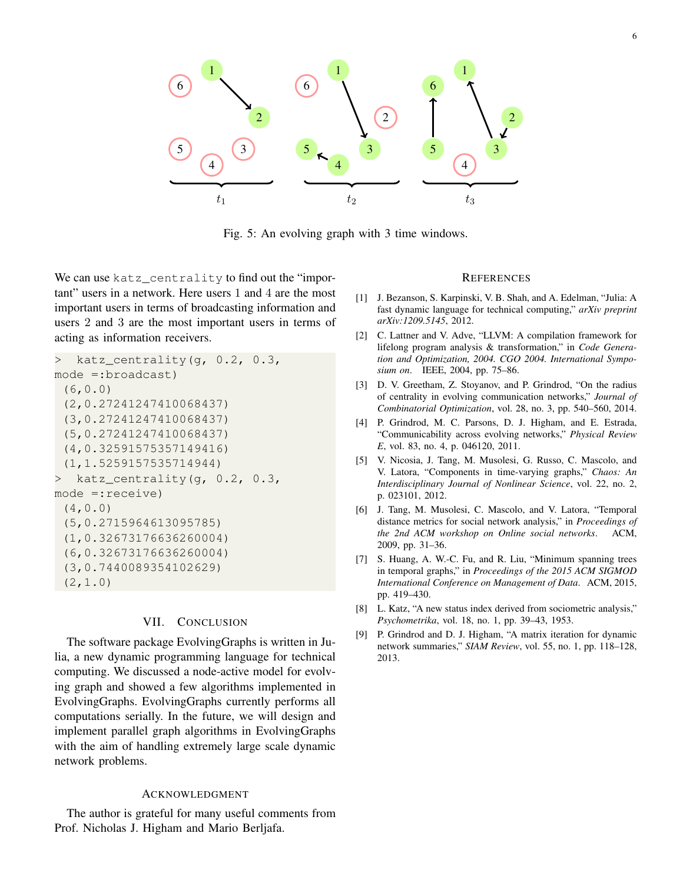Fig. 5: An evolving graph with 3 time windows.

We can use `katz_centrality` to find out the "important" users in a network. Here users 1 and 4 are the most important users in terms of broadcasting information and users 2 and 3 are the most important users in terms of acting as information receivers.

```
>  katz_centrality(g, 0.2, 0.3,
mode =:broadcast)
 (6,0.0)
 (2,0.27241247410068437)
 (3,0.27241247410068437)
 (5,0.27241247410068437)
 (4,0.32591575357149416)
 (1,1.5259157535714944)
>  katz_centrality(g, 0.2, 0.3,
mode =:receive)
 (4,0.0)
 (5,0.2715964613095785)
 (1,0.32673176636260004)
 (6,0.32673176636260004)
 (3,0.7440089354102629)
 (2,1.0)
```

## VII. Conclusion

The software package EvolvingGraphs is written in Julia, a new dynamic programming language for technical computing. We discussed a node-active model for evolving graph and showed a few algorithms implemented in EvolvingGraphs. EvolvingGraphs currently performs all computations serially. In the future, we will design and implement parallel graph algorithms in EvolvingGraphs with the aim of handling extremely large scale dynamic network problems.

## Acknowledgment

The author is grateful for many useful comments from Prof. Nicholas J. Higham and Mario Berljafa.

## References

[1] J. Bezanson, S. Karpinski, V. B. Shah, and A. Edelman, "Julia: A fast dynamic language for technical computing," *arXiv preprint arXiv:1209.5145*, 2012.

[2] C. Lattner and V. Adve, "LLVM: A compilation framework for lifelong program analysis & transformation," in *Code Generation and Optimization, 2004. CGO 2004. International Symposium on*. IEEE, 2004, pp. 75–86.

[3] D. V. Greetham, Z. Stoyanov, and P. Grindrod, "On the radius of centrality in evolving communication networks," *Journal of Combinatorial Optimization*, vol. 28, no. 3, pp. 540–560, 2014.

[4] P. Grindrod, M. C. Parsons, D. J. Higham, and E. Estrada, "Communicability across evolving networks," *Physical Review E*, vol. 83, no. 4, p. 046120, 2011.

[5] V. Nicosia, J. Tang, M. Musolesi, G. Russo, C. Mascolo, and V. Latora, "Components in time-varying graphs," *Chaos: An Interdisciplinary Journal of Nonlinear Science*, vol. 22, no. 2, p. 023101, 2012.

[6] J. Tang, M. Musolesi, C. Mascolo, and V. Latora, "Temporal distance metrics for social network analysis," in *Proceedings of the 2nd ACM workshop on Online social networks*. ACM, 2009, pp. 31–36.

[7] S. Huang, A. W.-C. Fu, and R. Liu, "Minimum spanning trees in temporal graphs," in *Proceedings of the 2015 ACM SIGMOD International Conference on Management of Data*. ACM, 2015, pp. 419–430.

[8] L. Katz, "A new status index derived from sociometric analysis," *Psychometrika*, vol. 18, no. 1, pp. 39–43, 1953.

[9] P. Grindrod and D. J. Higham, "A matrix iteration for dynamic network summaries," *SIAM Review*, vol. 55, no. 1, pp. 118–128, 2013.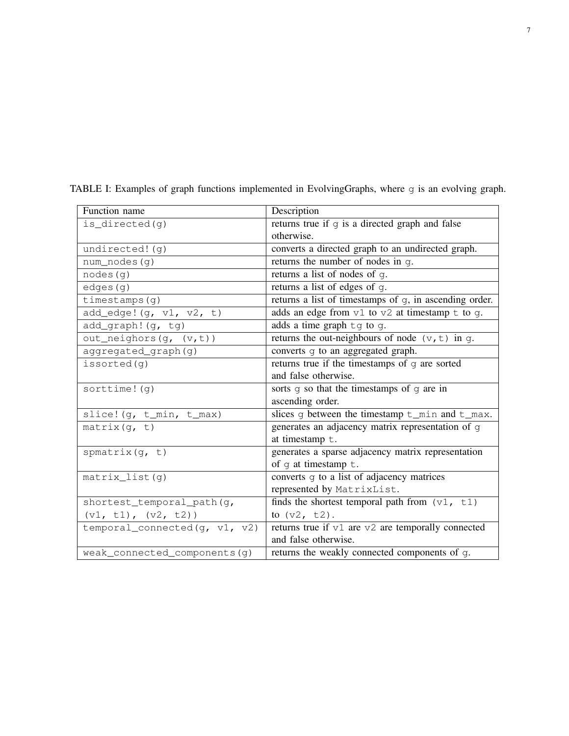TABLE I: Examples of graph functions implemented in EvolvingGraphs, where `g` is an evolving graph.

| Function name | Description |
| --- | --- |
| `is_directed(g)` | returns true if `g` is a directed graph and false otherwise. |
| `undirected!(g)` | converts a directed graph to an undirected graph. |
| `num_nodes(g)` | returns the number of nodes in `g`. |
| `nodes(g)` | returns a list of nodes of `g`. |
| `edges(g)` | returns a list of edges of `g`. |
| `timestamps(g)` | returns a list of timestamps of `g`, in ascending order. |
| `add_edge!(g, v1, v2, t)` | adds an edge from `v1` to `v2` at timestamp `t` to `g`. |
| `add_graph!(g, tg)` | adds a time graph `tg` to `g`. |
| `out_neighors(g, (v,t))` | returns the out-neighbours of node `(v,t)` in `g`. |
| `aggregated_graph(g)` | converts `g` to an aggregated graph. |
| `issorted(g)` | returns true if the timestamps of `g` are sorted and false otherwise. |
| `sorttime!(g)` | sorts `g` so that the timestamps of `g` are in ascending order. |
| `slice!(g, t_min, t_max)` | slices `g` between the timestamp `t_min` and `t_max`. |
| `matrix(g, t)` | generates an adjacency matrix representation of `g` at timestamp `t`. |
| `spmatrix(g, t)` | generates a sparse adjacency matrix representation of `g` at timestamp `t`. |
| `matrix_list(g)` | converts `g` to a list of adjacency matrices represented by `MatrixList`. |
| `shortest_temporal_path(g, (v1, t1), (v2, t2))` | finds the shortest temporal path from `(v1, t1)` to `(v2, t2)`. |
| `temporal_connected(g, v1, v2)` | returns true if `v1` are `v2` are temporally connected and false otherwise. |
| `weak_connected_components(g)` | returns the weakly connected components of `g`. |